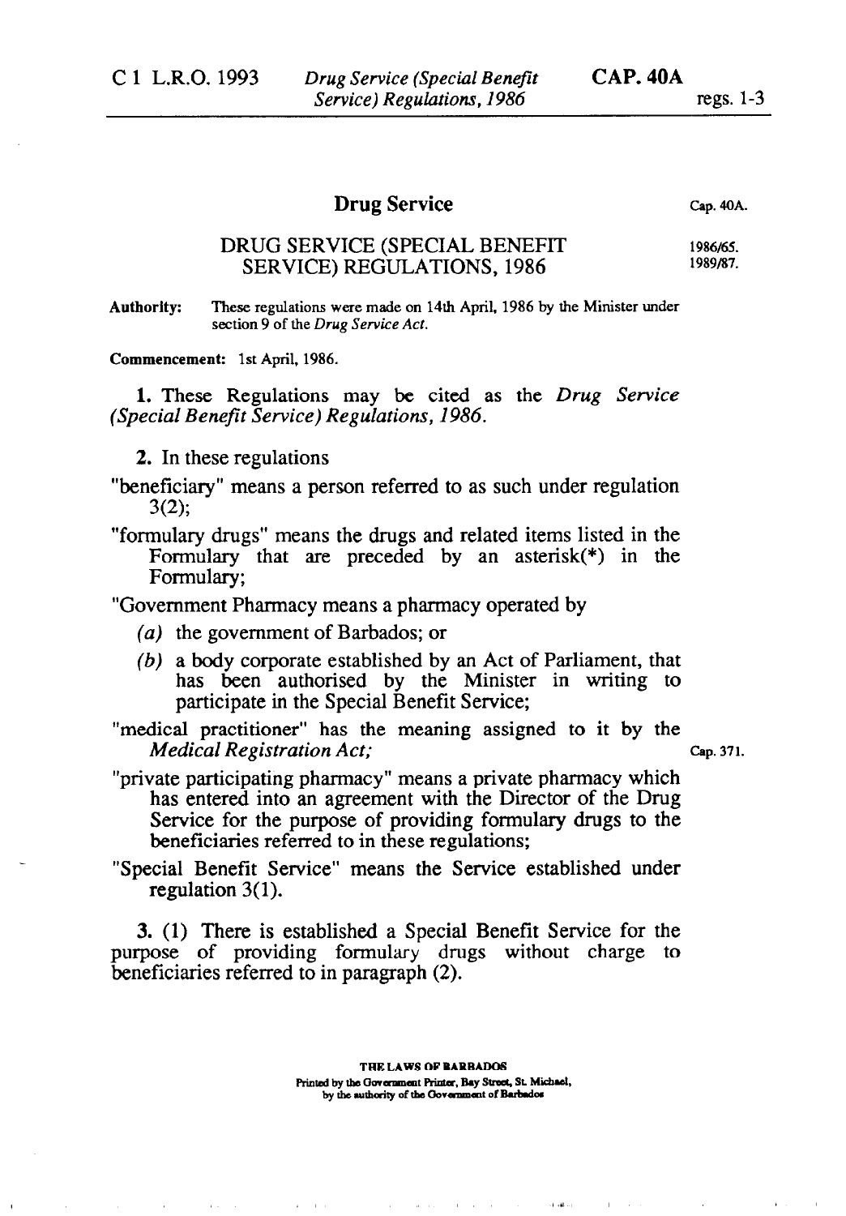# Drug Service

Cap. 40A.

## DRUG SERVICE (SPECIAL BENEFIT SERVICE) REGULATIONS, 1986

1986/65.
1989/87.

**Authority:** These regulations were made on 14th April, 1986 by the Minister under section 9 of the *Drug Service Act.*

**Commencement:** 1st April, 1986.

**1.** These Regulations may be cited as the *Drug Service (Special Benefit Service) Regulations, 1986.*

**2.** In these regulations

"beneficiary" means a person referred to as such under regulation 3(2);

"formulary drugs" means the drugs and related items listed in the Formulary that are preceded by an asterisk(*) in the Formulary;

"Government Pharmacy means a pharmacy operated by

- *(a)* the government of Barbados; or
- *(b)* a body corporate established by an Act of Parliament, that has been authorised by the Minister in writing to participate in the Special Benefit Service;

"medical practitioner" has the meaning assigned to it by the *Medical Registration Act;* Cap. 371.

"private participating pharmacy" means a private pharmacy which has entered into an agreement with the Director of the Drug Service for the purpose of providing formulary drugs to the beneficiaries referred to in these regulations;

"Special Benefit Service" means the Service established under regulation 3(1).

**3.** (1) There is established a Special Benefit Service for the purpose of providing formulary drugs without charge to beneficiaries referred to in paragraph (2).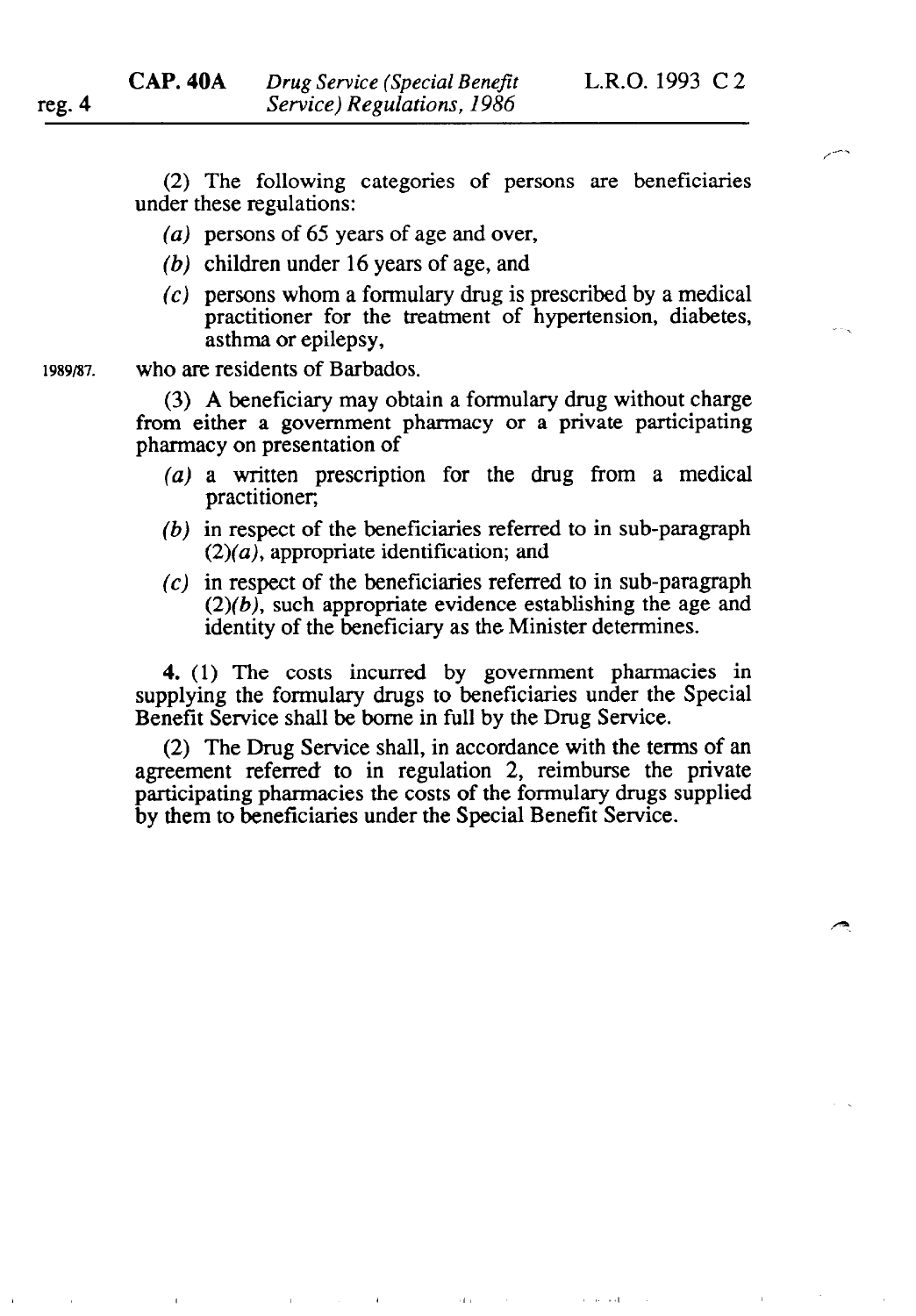(2) The following categories of persons are beneficiaries under these regulations:

*(a)* persons of 65 years of age and over,

*(b)* children under 16 years of age, and

*(c)* persons whom a formulary drug is prescribed by a medical practitioner for the treatment of hypertension, diabetes, asthma or epilepsy,

1989/87. who are residents of Barbados.

(3) A beneficiary may obtain a formulary drug without charge from either a government pharmacy or a private participating pharmacy on presentation of

*(a)* a written prescription for the drug from a medical practitioner;

*(b)* in respect of the beneficiaries referred to in sub-paragraph (2)*(a)*, appropriate identification; and

*(c)* in respect of the beneficiaries referred to in sub-paragraph (2)*(b)*, such appropriate evidence establishing the age and identity of the beneficiary as the Minister determines.

**4.** (1) The costs incurred by government pharmacies in supplying the formulary drugs to beneficiaries under the Special Benefit Service shall be borne in full by the Drug Service.

(2) The Drug Service shall, in accordance with the terms of an agreement referred to in regulation 2, reimburse the private participating pharmacies the costs of the formulary drugs supplied by them to beneficiaries under the Special Benefit Service.